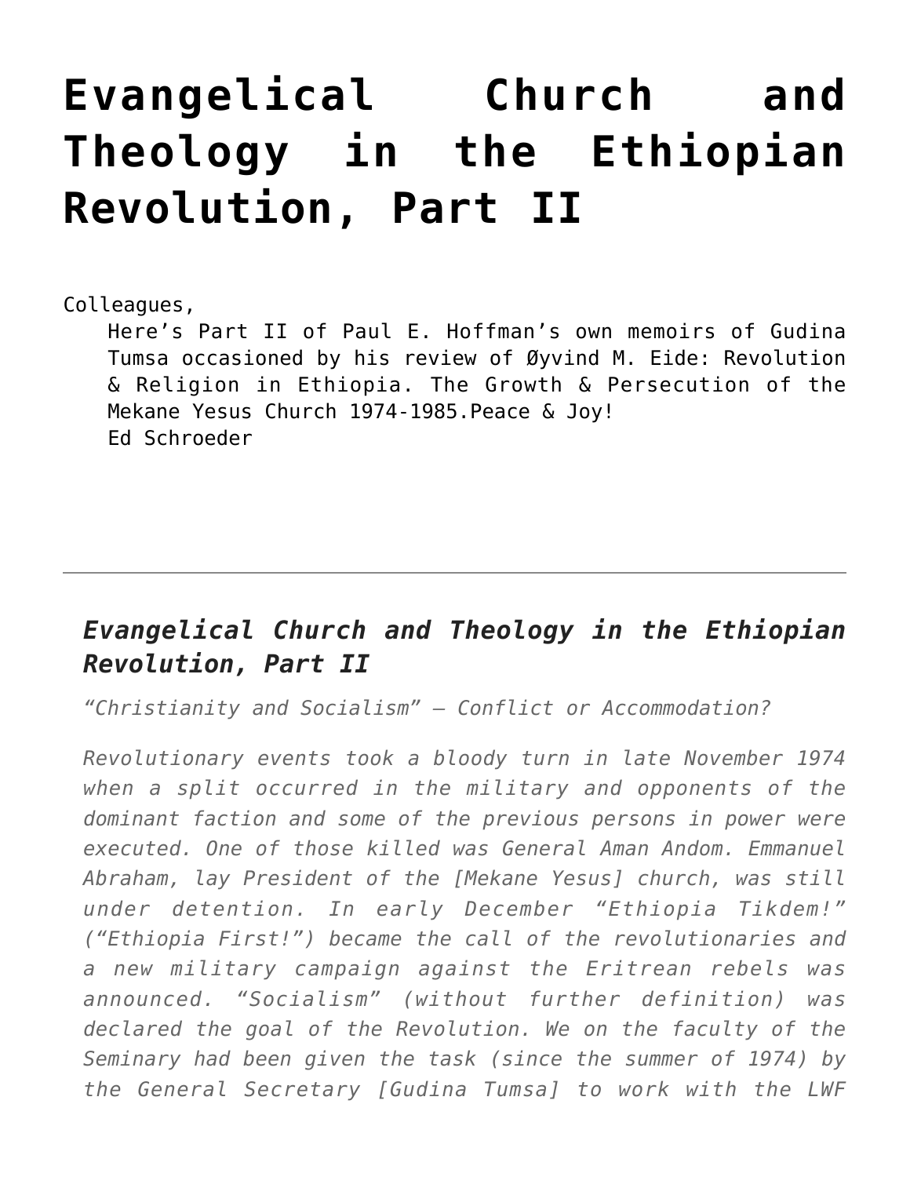# Evangelical Church and Theology in the Ethiopian Revolution, Part II

Colleagues,

Here's Part II of Paul E. Hoffman's own memoirs of Gudina Tumsa occasioned by his review of Øyvind M. Eide: Revolution & Religion in Ethiopia. The Growth & Persecution of the Mekane Yesus Church 1974-1985.Peace & Joy!

Ed Schroeder

---

## *Evangelical Church and Theology in the Ethiopian Revolution, Part II*

*"Christianity and Socialism" – Conflict or Accommodation?*

*Revolutionary events took a bloody turn in late November 1974 when a split occurred in the military and opponents of the dominant faction and some of the previous persons in power were executed. One of those killed was General Aman Andom. Emmanuel Abraham, lay President of the [Mekane Yesus] church, was still under detention. In early December "Ethiopia Tikdem!" ("Ethiopia First!") became the call of the revolutionaries and a new military campaign against the Eritrean rebels was announced. "Socialism" (without further definition) was declared the goal of the Revolution. We on the faculty of the Seminary had been given the task (since the summer of 1974) by the General Secretary [Gudina Tumsa] to work with the LWF*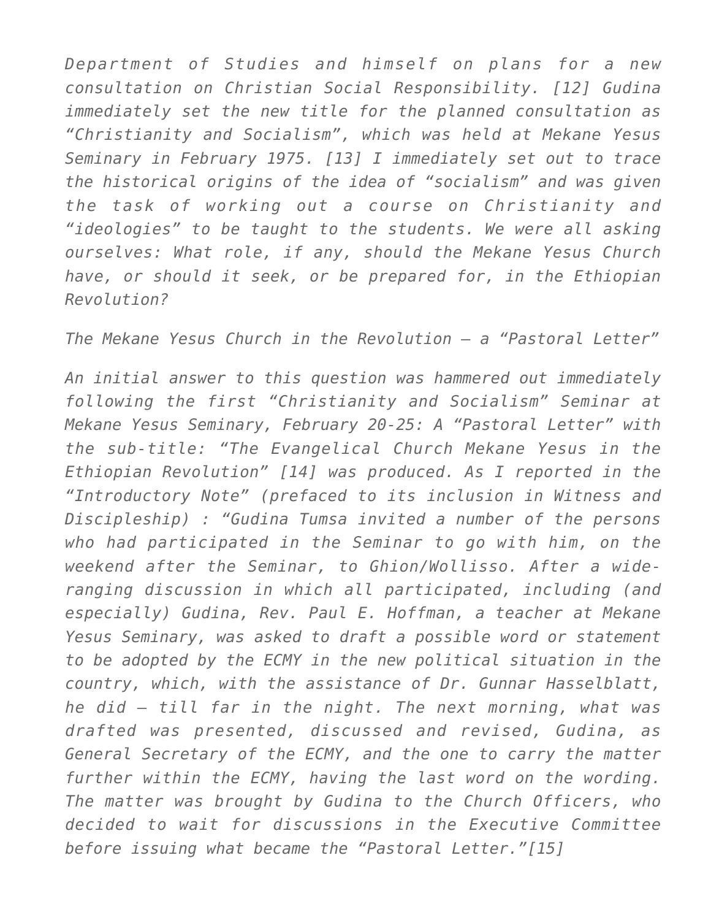*Department of Studies and himself on plans for a new consultation on Christian Social Responsibility. [12] Gudina immediately set the new title for the planned consultation as "Christianity and Socialism", which was held at Mekane Yesus Seminary in February 1975. [13] I immediately set out to trace the historical origins of the idea of "socialism" and was given the task of working out a course on Christianity and "ideologies" to be taught to the students. We were all asking ourselves: What role, if any, should the Mekane Yesus Church have, or should it seek, or be prepared for, in the Ethiopian Revolution?*

*The Mekane Yesus Church in the Revolution – a "Pastoral Letter"*

*An initial answer to this question was hammered out immediately following the first "Christianity and Socialism" Seminar at Mekane Yesus Seminary, February 20-25: A "Pastoral Letter" with the sub-title: "The Evangelical Church Mekane Yesus in the Ethiopian Revolution" [14] was produced. As I reported in the "Introductory Note" (prefaced to its inclusion in Witness and Discipleship) : "Gudina Tumsa invited a number of the persons who had participated in the Seminar to go with him, on the weekend after the Seminar, to Ghion/Wollisso. After a wide-ranging discussion in which all participated, including (and especially) Gudina, Rev. Paul E. Hoffman, a teacher at Mekane Yesus Seminary, was asked to draft a possible word or statement to be adopted by the ECMY in the new political situation in the country, which, with the assistance of Dr. Gunnar Hasselblatt, he did – till far in the night. The next morning, what was drafted was presented, discussed and revised, Gudina, as General Secretary of the ECMY, and the one to carry the matter further within the ECMY, having the last word on the wording. The matter was brought by Gudina to the Church Officers, who decided to wait for discussions in the Executive Committee before issuing what became the "Pastoral Letter."[15]*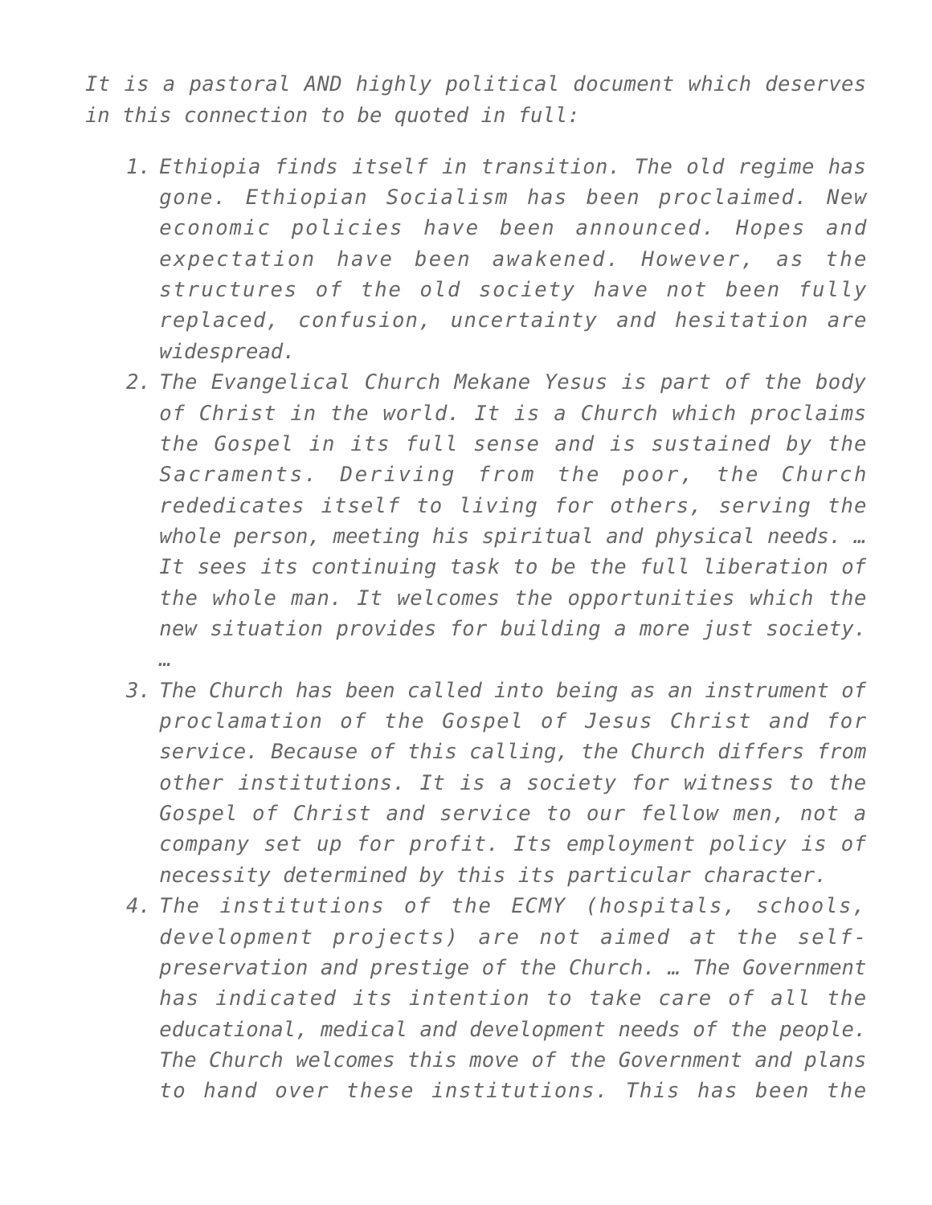*It is a pastoral AND highly political document which deserves in this connection to be quoted in full:*

1. *Ethiopia finds itself in transition. The old regime has gone. Ethiopian Socialism has been proclaimed. New economic policies have been announced. Hopes and expectation have been awakened. However, as the structures of the old society have not been fully replaced, confusion, uncertainty and hesitation are widespread.*
2. *The Evangelical Church Mekane Yesus is part of the body of Christ in the world. It is a Church which proclaims the Gospel in its full sense and is sustained by the Sacraments. Deriving from the poor, the Church rededicates itself to living for others, serving the whole person, meeting his spiritual and physical needs. … It sees its continuing task to be the full liberation of the whole man. It welcomes the opportunities which the new situation provides for building a more just society. …*
3. *The Church has been called into being as an instrument of proclamation of the Gospel of Jesus Christ and for service. Because of this calling, the Church differs from other institutions. It is a society for witness to the Gospel of Christ and service to our fellow men, not a company set up for profit. Its employment policy is of necessity determined by this its particular character.*
4. *The institutions of the ECMY (hospitals, schools, development projects) are not aimed at the self-preservation and prestige of the Church. … The Government has indicated its intention to take care of all the educational, medical and development needs of the people. The Church welcomes this move of the Government and plans to hand over these institutions. This has been the*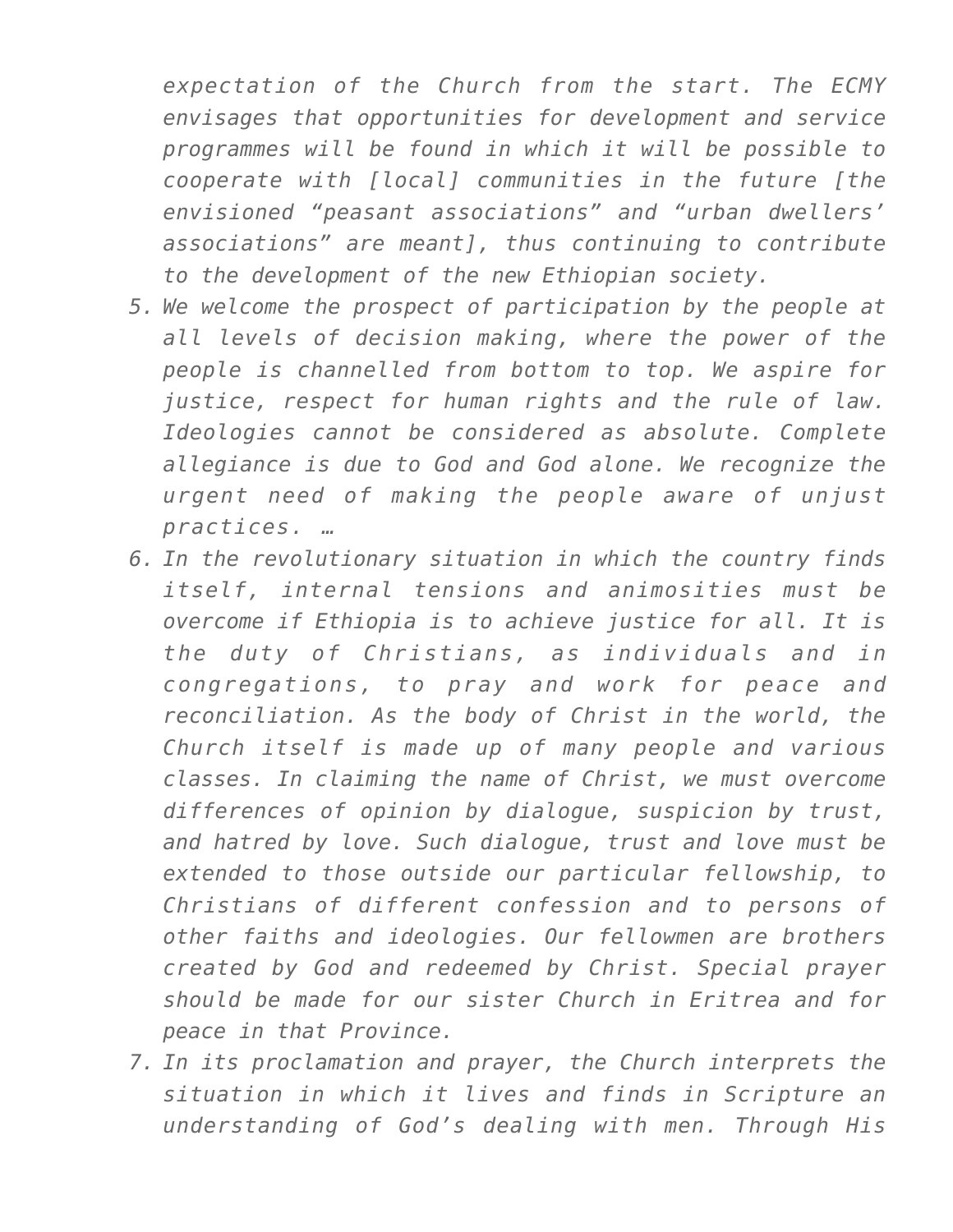*expectation of the Church from the start. The ECMY envisages that opportunities for development and service programmes will be found in which it will be possible to cooperate with [local] communities in the future [the envisioned "peasant associations" and "urban dwellers' associations" are meant], thus continuing to contribute to the development of the new Ethiopian society.*

5. *We welcome the prospect of participation by the people at all levels of decision making, where the power of the people is channelled from bottom to top. We aspire for justice, respect for human rights and the rule of law. Ideologies cannot be considered as absolute. Complete allegiance is due to God and God alone. We recognize the urgent need of making the people aware of unjust practices. …*
6. *In the revolutionary situation in which the country finds itself, internal tensions and animosities must be overcome if Ethiopia is to achieve justice for all. It is the duty of Christians, as individuals and in congregations, to pray and work for peace and reconciliation. As the body of Christ in the world, the Church itself is made up of many people and various classes. In claiming the name of Christ, we must overcome differences of opinion by dialogue, suspicion by trust, and hatred by love. Such dialogue, trust and love must be extended to those outside our particular fellowship, to Christians of different confession and to persons of other faiths and ideologies. Our fellowmen are brothers created by God and redeemed by Christ. Special prayer should be made for our sister Church in Eritrea and for peace in that Province.*
7. *In its proclamation and prayer, the Church interprets the situation in which it lives and finds in Scripture an understanding of God's dealing with men. Through His*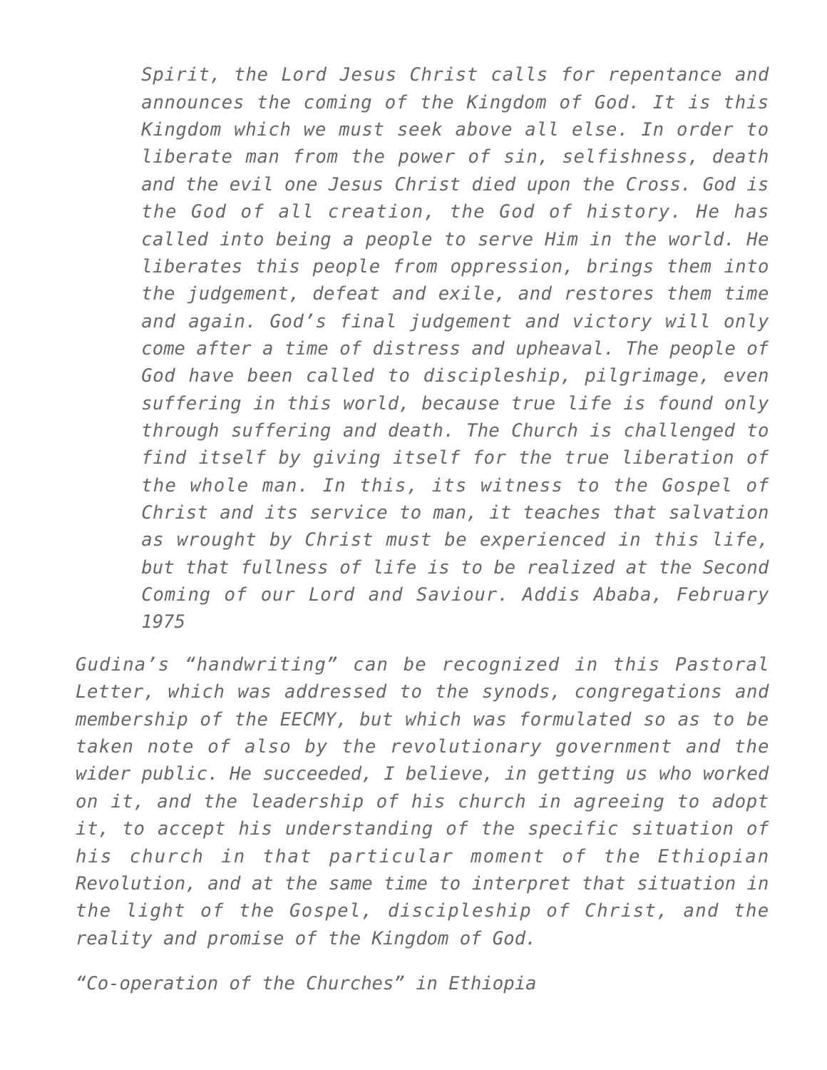> *Spirit, the Lord Jesus Christ calls for repentance and announces the coming of the Kingdom of God. It is this Kingdom which we must seek above all else. In order to liberate man from the power of sin, selfishness, death and the evil one Jesus Christ died upon the Cross. God is the God of all creation, the God of history. He has called into being a people to serve Him in the world. He liberates this people from oppression, brings them into the judgement, defeat and exile, and restores them time and again. God's final judgement and victory will only come after a time of distress and upheaval. The people of God have been called to discipleship, pilgrimage, even suffering in this world, because true life is found only through suffering and death. The Church is challenged to find itself by giving itself for the true liberation of the whole man. In this, its witness to the Gospel of Christ and its service to man, it teaches that salvation as wrought by Christ must be experienced in this life, but that fullness of life is to be realized at the Second Coming of our Lord and Saviour. Addis Ababa, February 1975*

*Gudina's "handwriting" can be recognized in this Pastoral Letter, which was addressed to the synods, congregations and membership of the EECMY, but which was formulated so as to be taken note of also by the revolutionary government and the wider public. He succeeded, I believe, in getting us who worked on it, and the leadership of his church in agreeing to adopt it, to accept his understanding of the specific situation of his church in that particular moment of the Ethiopian Revolution, and at the same time to interpret that situation in the light of the Gospel, discipleship of Christ, and the reality and promise of the Kingdom of God.*

*"Co-operation of the Churches" in Ethiopia*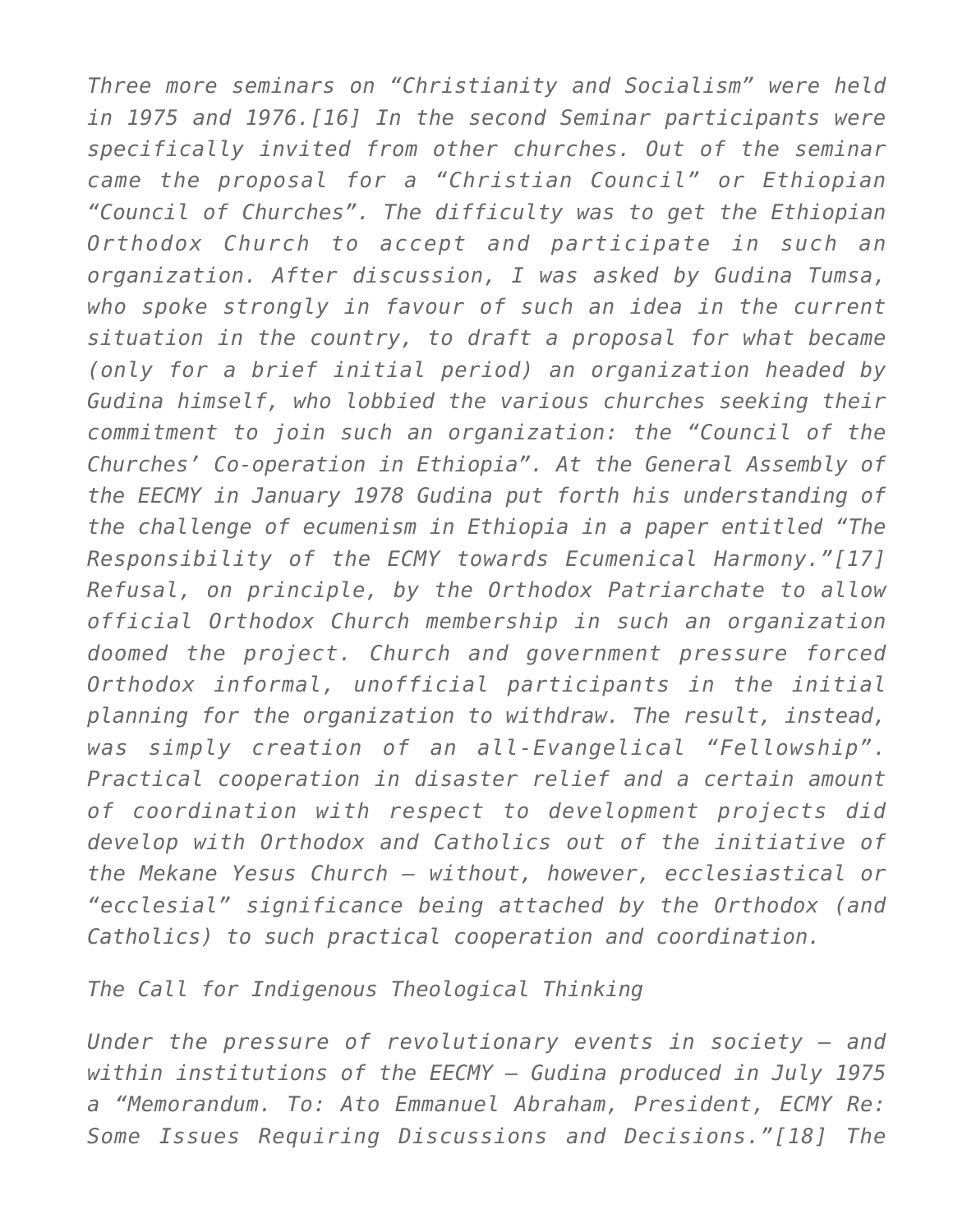*Three more seminars on "Christianity and Socialism" were held in 1975 and 1976.[16] In the second Seminar participants were specifically invited from other churches. Out of the seminar came the proposal for a "Christian Council" or Ethiopian "Council of Churches". The difficulty was to get the Ethiopian Orthodox Church to accept and participate in such an organization. After discussion, I was asked by Gudina Tumsa, who spoke strongly in favour of such an idea in the current situation in the country, to draft a proposal for what became (only for a brief initial period) an organization headed by Gudina himself, who lobbied the various churches seeking their commitment to join such an organization: the "Council of the Churches' Co-operation in Ethiopia". At the General Assembly of the EECMY in January 1978 Gudina put forth his understanding of the challenge of ecumenism in Ethiopia in a paper entitled "The Responsibility of the ECMY towards Ecumenical Harmony."[17] Refusal, on principle, by the Orthodox Patriarchate to allow official Orthodox Church membership in such an organization doomed the project. Church and government pressure forced Orthodox informal, unofficial participants in the initial planning for the organization to withdraw. The result, instead, was simply creation of an all-Evangelical "Fellowship". Practical cooperation in disaster relief and a certain amount of coordination with respect to development projects did develop with Orthodox and Catholics out of the initiative of the Mekane Yesus Church – without, however, ecclesiastical or "ecclesial" significance being attached by the Orthodox (and Catholics) to such practical cooperation and coordination.*

*The Call for Indigenous Theological Thinking*

*Under the pressure of revolutionary events in society – and within institutions of the EECMY – Gudina produced in July 1975 a "Memorandum. To: Ato Emmanuel Abraham, President, ECMY Re: Some Issues Requiring Discussions and Decisions."[18] The*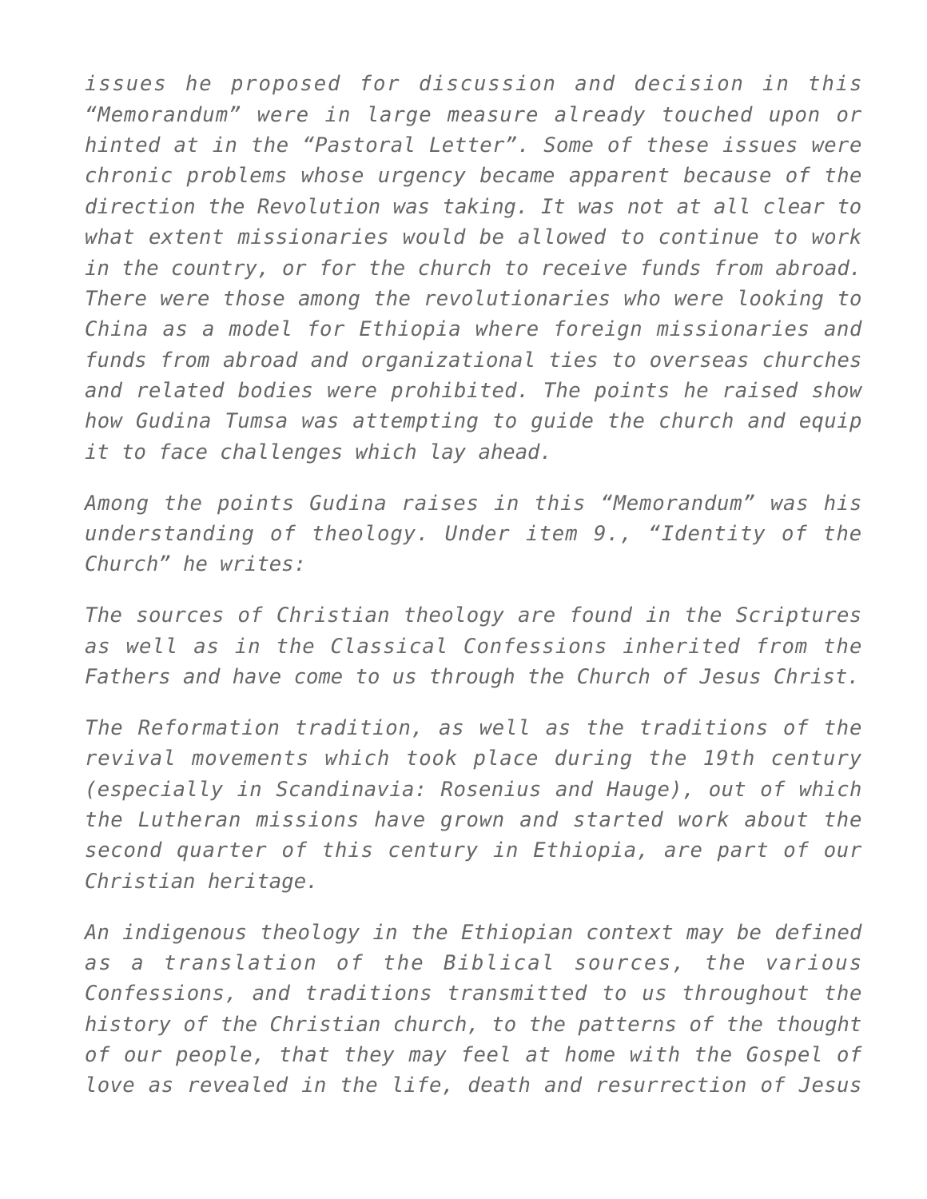*issues he proposed for discussion and decision in this "Memorandum" were in large measure already touched upon or hinted at in the "Pastoral Letter". Some of these issues were chronic problems whose urgency became apparent because of the direction the Revolution was taking. It was not at all clear to what extent missionaries would be allowed to continue to work in the country, or for the church to receive funds from abroad. There were those among the revolutionaries who were looking to China as a model for Ethiopia where foreign missionaries and funds from abroad and organizational ties to overseas churches and related bodies were prohibited. The points he raised show how Gudina Tumsa was attempting to guide the church and equip it to face challenges which lay ahead.*

*Among the points Gudina raises in this "Memorandum" was his understanding of theology. Under item 9., "Identity of the Church" he writes:*

*The sources of Christian theology are found in the Scriptures as well as in the Classical Confessions inherited from the Fathers and have come to us through the Church of Jesus Christ.*

*The Reformation tradition, as well as the traditions of the revival movements which took place during the 19th century (especially in Scandinavia: Rosenius and Hauge), out of which the Lutheran missions have grown and started work about the second quarter of this century in Ethiopia, are part of our Christian heritage.*

*An indigenous theology in the Ethiopian context may be defined as a translation of the Biblical sources, the various Confessions, and traditions transmitted to us throughout the history of the Christian church, to the patterns of the thought of our people, that they may feel at home with the Gospel of love as revealed in the life, death and resurrection of Jesus*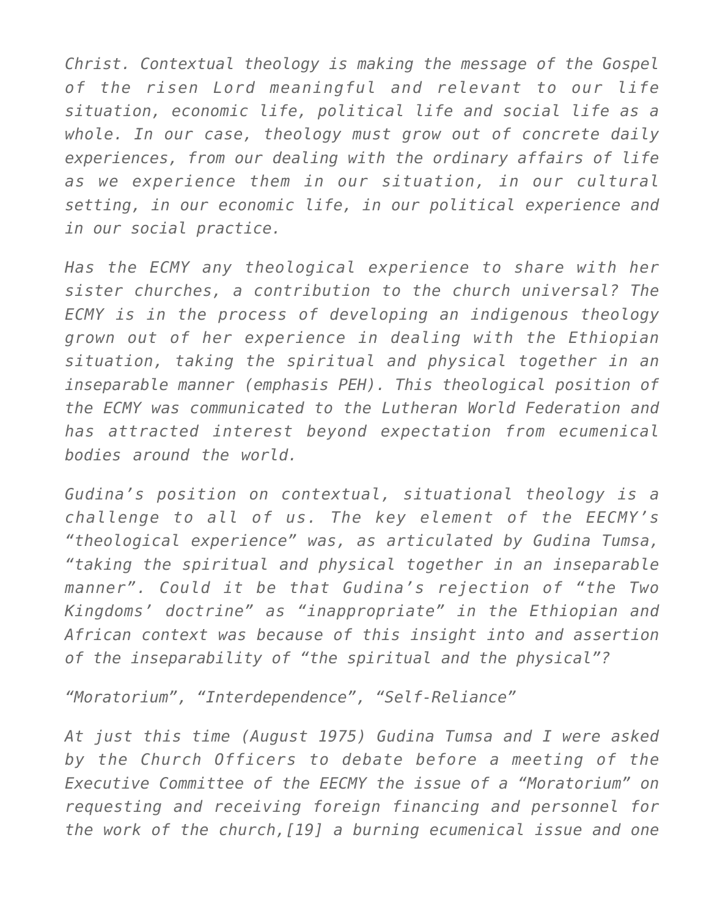*Christ. Contextual theology is making the message of the Gospel of the risen Lord meaningful and relevant to our life situation, economic life, political life and social life as a whole. In our case, theology must grow out of concrete daily experiences, from our dealing with the ordinary affairs of life as we experience them in our situation, in our cultural setting, in our economic life, in our political experience and in our social practice.*

*Has the ECMY any theological experience to share with her sister churches, a contribution to the church universal? The ECMY is in the process of developing an indigenous theology grown out of her experience in dealing with the Ethiopian situation, taking the spiritual and physical together in an inseparable manner (emphasis PEH). This theological position of the ECMY was communicated to the Lutheran World Federation and has attracted interest beyond expectation from ecumenical bodies around the world.*

*Gudina's position on contextual, situational theology is a challenge to all of us. The key element of the EECMY's "theological experience" was, as articulated by Gudina Tumsa, "taking the spiritual and physical together in an inseparable manner". Could it be that Gudina's rejection of "the Two Kingdoms' doctrine" as "inappropriate" in the Ethiopian and African context was because of this insight into and assertion of the inseparability of "the spiritual and the physical"?*

*"Moratorium", "Interdependence", "Self-Reliance"*

*At just this time (August 1975) Gudina Tumsa and I were asked by the Church Officers to debate before a meeting of the Executive Committee of the EECMY the issue of a "Moratorium" on requesting and receiving foreign financing and personnel for the work of the church,[19] a burning ecumenical issue and one*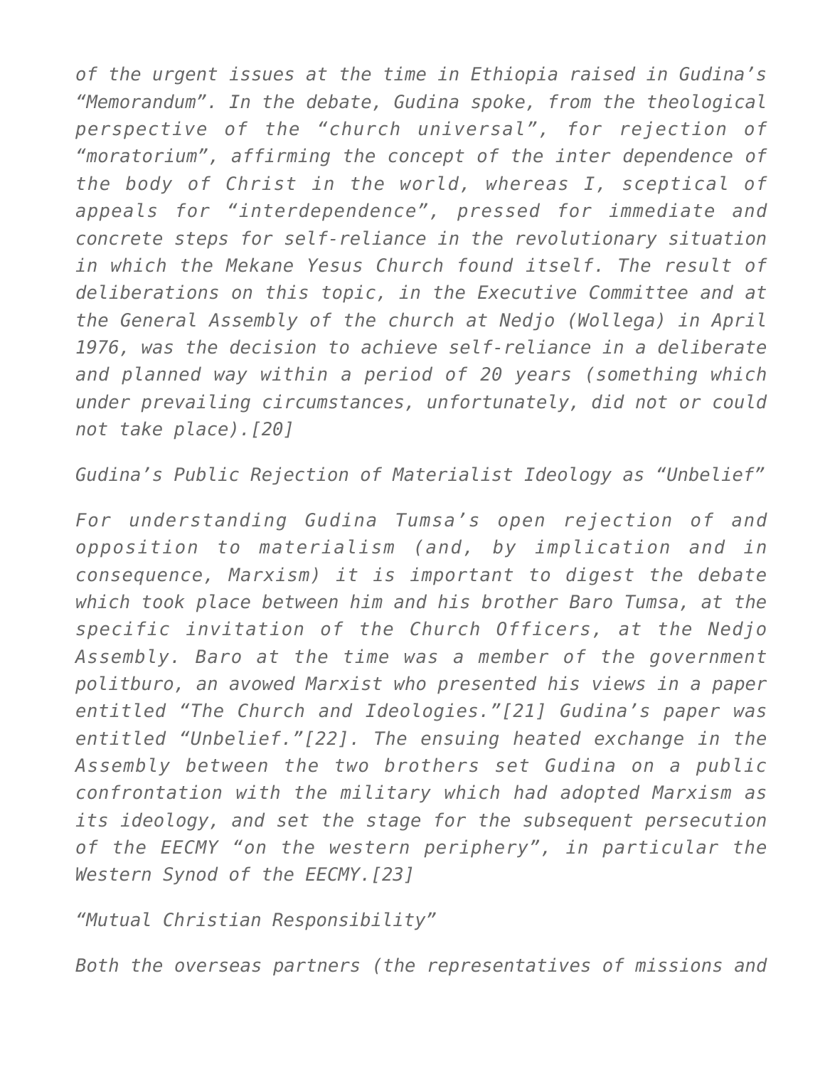*of the urgent issues at the time in Ethiopia raised in Gudina's "Memorandum". In the debate, Gudina spoke, from the theological perspective of the "church universal", for rejection of "moratorium", affirming the concept of the inter dependence of the body of Christ in the world, whereas I, sceptical of appeals for "interdependence", pressed for immediate and concrete steps for self-reliance in the revolutionary situation in which the Mekane Yesus Church found itself. The result of deliberations on this topic, in the Executive Committee and at the General Assembly of the church at Nedjo (Wollega) in April 1976, was the decision to achieve self-reliance in a deliberate and planned way within a period of 20 years (something which under prevailing circumstances, unfortunately, did not or could not take place).[20]*

*Gudina's Public Rejection of Materialist Ideology as "Unbelief"*

*For understanding Gudina Tumsa's open rejection of and opposition to materialism (and, by implication and in consequence, Marxism) it is important to digest the debate which took place between him and his brother Baro Tumsa, at the specific invitation of the Church Officers, at the Nedjo Assembly. Baro at the time was a member of the government politburo, an avowed Marxist who presented his views in a paper entitled "The Church and Ideologies."[21] Gudina's paper was entitled "Unbelief."[22]. The ensuing heated exchange in the Assembly between the two brothers set Gudina on a public confrontation with the military which had adopted Marxism as its ideology, and set the stage for the subsequent persecution of the EECMY "on the western periphery", in particular the Western Synod of the EECMY.[23]*

*"Mutual Christian Responsibility"*

*Both the overseas partners (the representatives of missions and*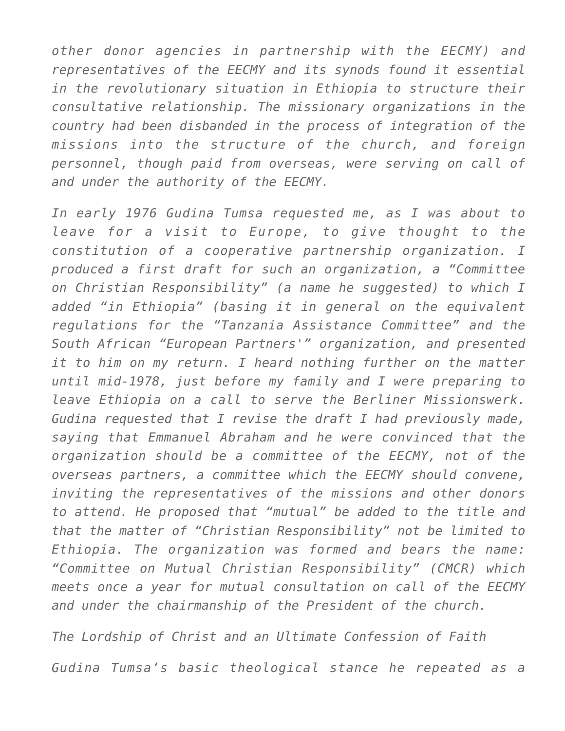*other donor agencies in partnership with the EECMY) and representatives of the EECMY and its synods found it essential in the revolutionary situation in Ethiopia to structure their consultative relationship. The missionary organizations in the country had been disbanded in the process of integration of the missions into the structure of the church, and foreign personnel, though paid from overseas, were serving on call of and under the authority of the EECMY.*

*In early 1976 Gudina Tumsa requested me, as I was about to leave for a visit to Europe, to give thought to the constitution of a cooperative partnership organization. I produced a first draft for such an organization, a "Committee on Christian Responsibility" (a name he suggested) to which I added "in Ethiopia" (basing it in general on the equivalent regulations for the "Tanzania Assistance Committee" and the South African "European Partners'" organization, and presented it to him on my return. I heard nothing further on the matter until mid-1978, just before my family and I were preparing to leave Ethiopia on a call to serve the Berliner Missionswerk. Gudina requested that I revise the draft I had previously made, saying that Emmanuel Abraham and he were convinced that the organization should be a committee of the EECMY, not of the overseas partners, a committee which the EECMY should convene, inviting the representatives of the missions and other donors to attend. He proposed that "mutual" be added to the title and that the matter of "Christian Responsibility" not be limited to Ethiopia. The organization was formed and bears the name: "Committee on Mutual Christian Responsibility" (CMCR) which meets once a year for mutual consultation on call of the EECMY and under the chairmanship of the President of the church.*

*The Lordship of Christ and an Ultimate Confession of Faith*

*Gudina Tumsa's basic theological stance he repeated as a*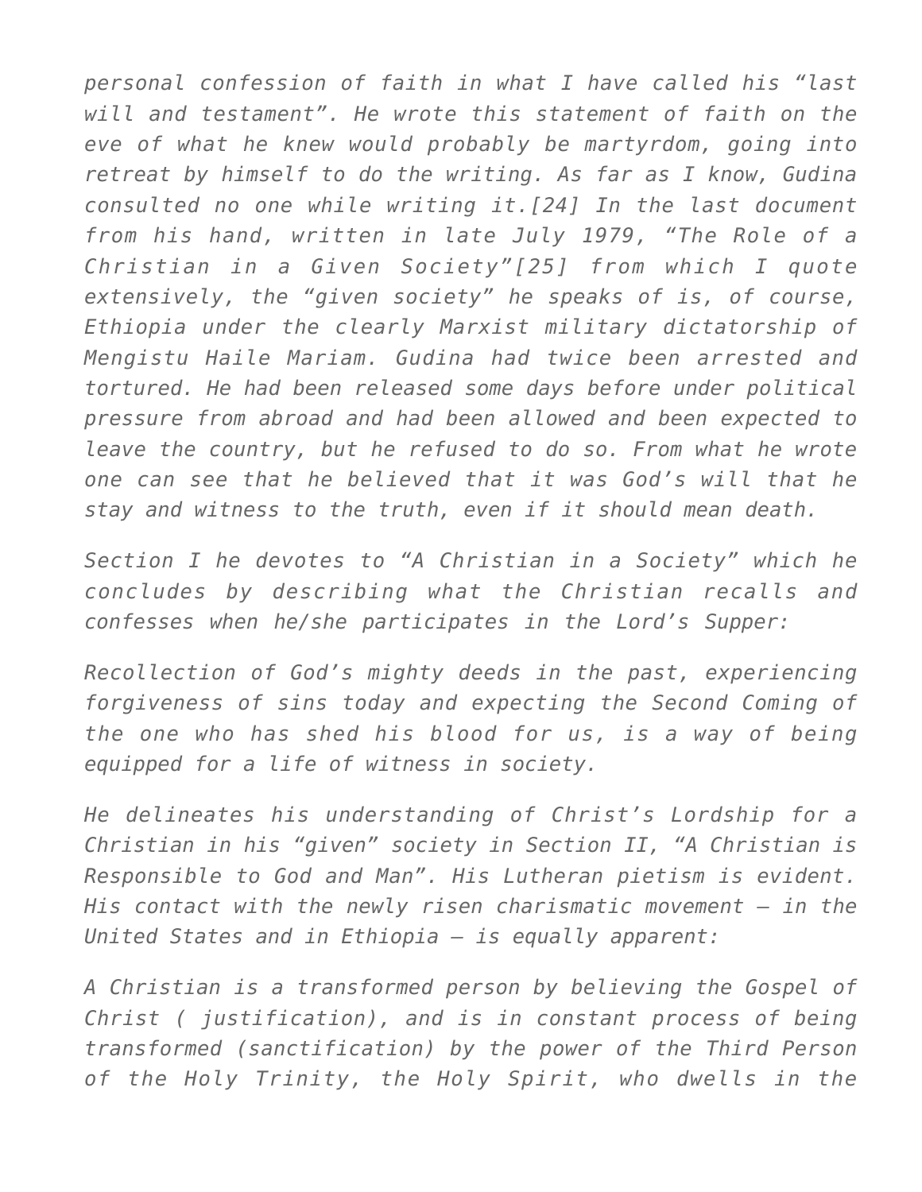*personal confession of faith in what I have called his "last will and testament". He wrote this statement of faith on the eve of what he knew would probably be martyrdom, going into retreat by himself to do the writing. As far as I know, Gudina consulted no one while writing it.[24] In the last document from his hand, written in late July 1979, "The Role of a Christian in a Given Society"[25] from which I quote extensively, the "given society" he speaks of is, of course, Ethiopia under the clearly Marxist military dictatorship of Mengistu Haile Mariam. Gudina had twice been arrested and tortured. He had been released some days before under political pressure from abroad and had been allowed and been expected to leave the country, but he refused to do so. From what he wrote one can see that he believed that it was God's will that he stay and witness to the truth, even if it should mean death.*

*Section I he devotes to "A Christian in a Society" which he concludes by describing what the Christian recalls and confesses when he/she participates in the Lord's Supper:*

*Recollection of God's mighty deeds in the past, experiencing forgiveness of sins today and expecting the Second Coming of the one who has shed his blood for us, is a way of being equipped for a life of witness in society.*

*He delineates his understanding of Christ's Lordship for a Christian in his "given" society in Section II, "A Christian is Responsible to God and Man". His Lutheran pietism is evident. His contact with the newly risen charismatic movement – in the United States and in Ethiopia – is equally apparent:*

*A Christian is a transformed person by believing the Gospel of Christ ( justification), and is in constant process of being transformed (sanctification) by the power of the Third Person of the Holy Trinity, the Holy Spirit, who dwells in the*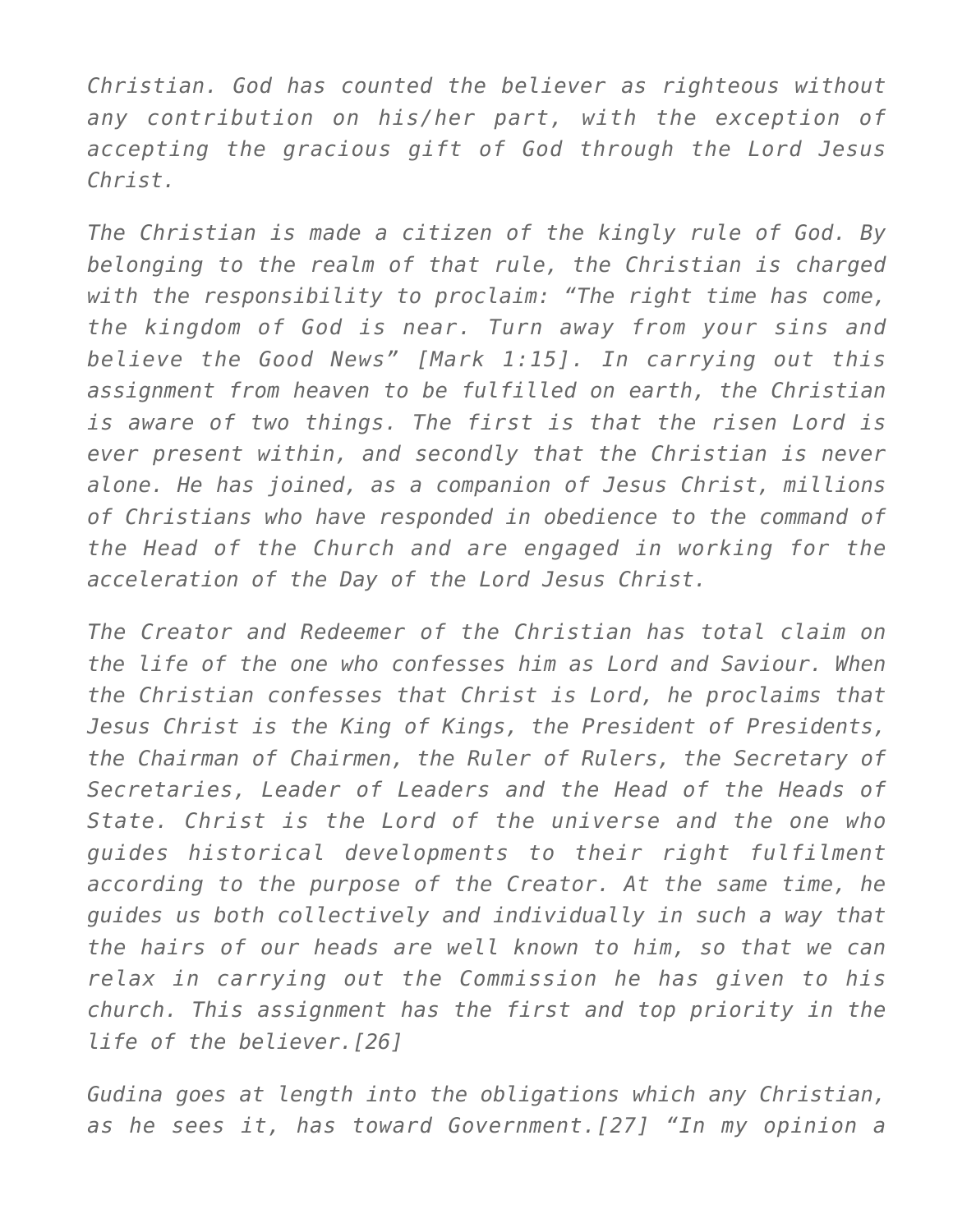*Christian. God has counted the believer as righteous without any contribution on his/her part, with the exception of accepting the gracious gift of God through the Lord Jesus Christ.*

*The Christian is made a citizen of the kingly rule of God. By belonging to the realm of that rule, the Christian is charged with the responsibility to proclaim: "The right time has come, the kingdom of God is near. Turn away from your sins and believe the Good News" [Mark 1:15]. In carrying out this assignment from heaven to be fulfilled on earth, the Christian is aware of two things. The first is that the risen Lord is ever present within, and secondly that the Christian is never alone. He has joined, as a companion of Jesus Christ, millions of Christians who have responded in obedience to the command of the Head of the Church and are engaged in working for the acceleration of the Day of the Lord Jesus Christ.*

*The Creator and Redeemer of the Christian has total claim on the life of the one who confesses him as Lord and Saviour. When the Christian confesses that Christ is Lord, he proclaims that Jesus Christ is the King of Kings, the President of Presidents, the Chairman of Chairmen, the Ruler of Rulers, the Secretary of Secretaries, Leader of Leaders and the Head of the Heads of State. Christ is the Lord of the universe and the one who guides historical developments to their right fulfilment according to the purpose of the Creator. At the same time, he guides us both collectively and individually in such a way that the hairs of our heads are well known to him, so that we can relax in carrying out the Commission he has given to his church. This assignment has the first and top priority in the life of the believer.[26]*

*Gudina goes at length into the obligations which any Christian, as he sees it, has toward Government.[27] "In my opinion a*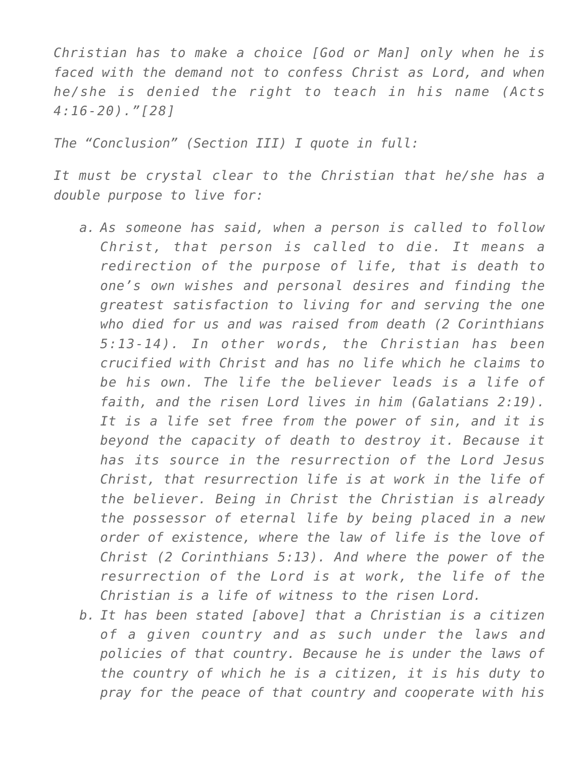*Christian has to make a choice [God or Man] only when he is faced with the demand not to confess Christ as Lord, and when he/she is denied the right to teach in his name (Acts 4:16-20)."[28]*

*The "Conclusion" (Section III) I quote in full:*

*It must be crystal clear to the Christian that he/she has a double purpose to live for:*

- a. *As someone has said, when a person is called to follow Christ, that person is called to die. It means a redirection of the purpose of life, that is death to one's own wishes and personal desires and finding the greatest satisfaction to living for and serving the one who died for us and was raised from death (2 Corinthians 5:13-14). In other words, the Christian has been crucified with Christ and has no life which he claims to be his own. The life the believer leads is a life of faith, and the risen Lord lives in him (Galatians 2:19). It is a life set free from the power of sin, and it is beyond the capacity of death to destroy it. Because it has its source in the resurrection of the Lord Jesus Christ, that resurrection life is at work in the life of the believer. Being in Christ the Christian is already the possessor of eternal life by being placed in a new order of existence, where the law of life is the love of Christ (2 Corinthians 5:13). And where the power of the resurrection of the Lord is at work, the life of the Christian is a life of witness to the risen Lord.*
- b. *It has been stated [above] that a Christian is a citizen of a given country and as such under the laws and policies of that country. Because he is under the laws of the country of which he is a citizen, it is his duty to pray for the peace of that country and cooperate with his*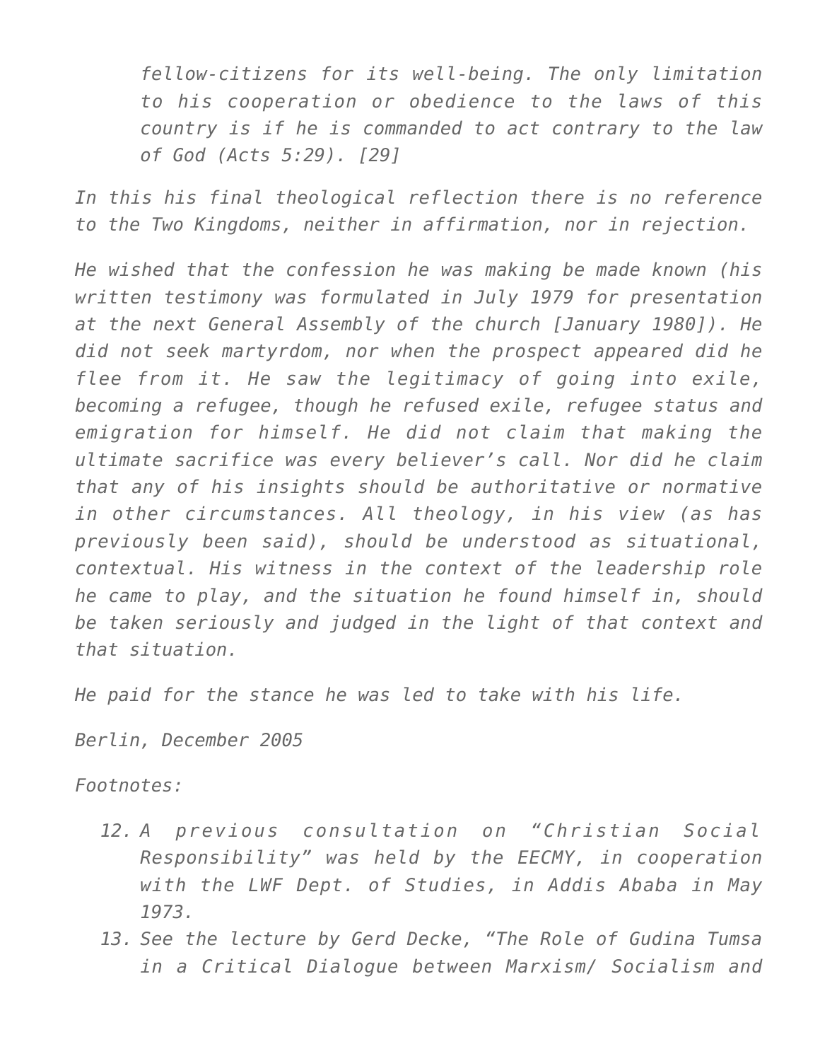> *fellow-citizens for its well-being. The only limitation to his cooperation or obedience to the laws of this country is if he is commanded to act contrary to the law of God (Acts 5:29). [29]*

*In this his final theological reflection there is no reference to the Two Kingdoms, neither in affirmation, nor in rejection.*

*He wished that the confession he was making be made known (his written testimony was formulated in July 1979 for presentation at the next General Assembly of the church [January 1980]). He did not seek martyrdom, nor when the prospect appeared did he flee from it. He saw the legitimacy of going into exile, becoming a refugee, though he refused exile, refugee status and emigration for himself. He did not claim that making the ultimate sacrifice was every believer's call. Nor did he claim that any of his insights should be authoritative or normative in other circumstances. All theology, in his view (as has previously been said), should be understood as situational, contextual. His witness in the context of the leadership role he came to play, and the situation he found himself in, should be taken seriously and judged in the light of that context and that situation.*

*He paid for the stance he was led to take with his life.*

*Berlin, December 2005*

*Footnotes:*

12. *A previous consultation on "Christian Social Responsibility" was held by the EECMY, in cooperation with the LWF Dept. of Studies, in Addis Ababa in May 1973.*
13. *See the lecture by Gerd Decke, "The Role of Gudina Tumsa in a Critical Dialogue between Marxism/ Socialism and*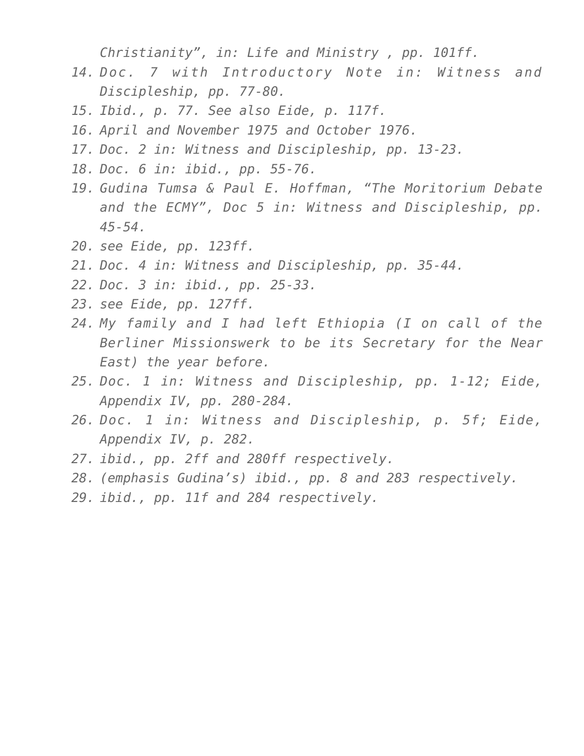*Christianity", in: Life and Ministry , pp. 101ff.*

14. *Doc. 7 with Introductory Note in: Witness and Discipleship, pp. 77-80.*
15. *Ibid., p. 77. See also Eide, p. 117f.*
16. *April and November 1975 and October 1976.*
17. *Doc. 2 in: Witness and Discipleship, pp. 13-23.*
18. *Doc. 6 in: ibid., pp. 55-76.*
19. *Gudina Tumsa & Paul E. Hoffman, "The Moritorium Debate and the ECMY", Doc 5 in: Witness and Discipleship, pp. 45-54.*
20. *see Eide, pp. 123ff.*
21. *Doc. 4 in: Witness and Discipleship, pp. 35-44.*
22. *Doc. 3 in: ibid., pp. 25-33.*
23. *see Eide, pp. 127ff.*
24. *My family and I had left Ethiopia (I on call of the Berliner Missionswerk to be its Secretary for the Near East) the year before.*
25. *Doc. 1 in: Witness and Discipleship, pp. 1-12; Eide, Appendix IV, pp. 280-284.*
26. *Doc. 1 in: Witness and Discipleship, p. 5f; Eide, Appendix IV, p. 282.*
27. *ibid., pp. 2ff and 280ff respectively.*
28. *(emphasis Gudina's) ibid., pp. 8 and 283 respectively.*
29. *ibid., pp. 11f and 284 respectively.*